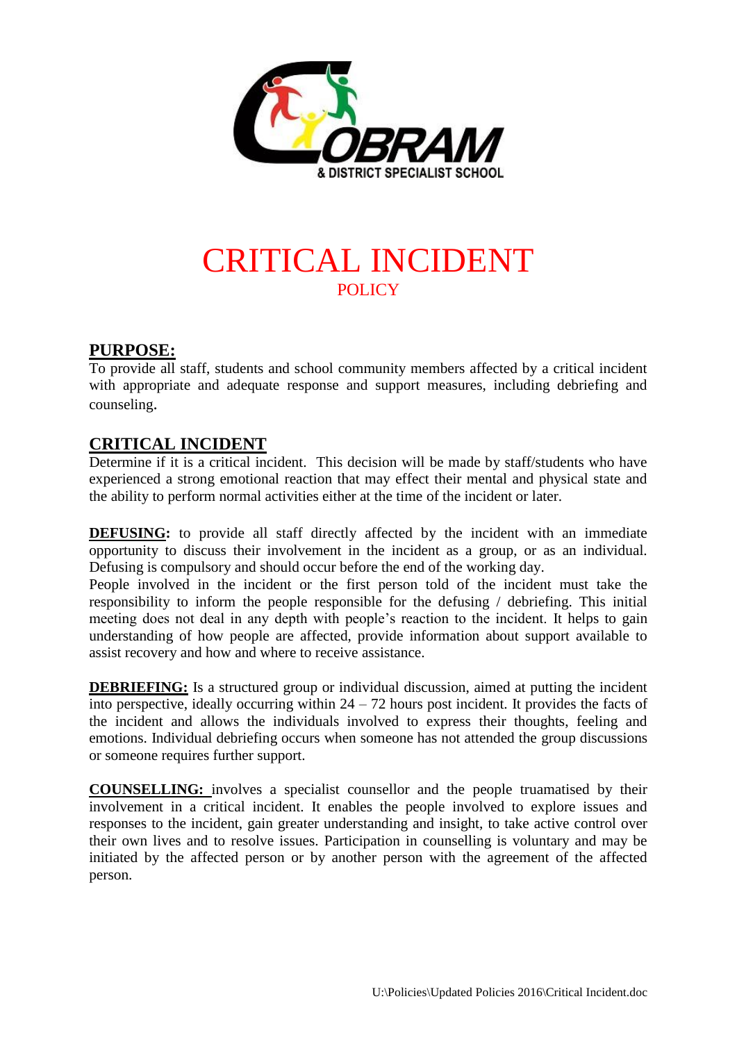COBRAM & DISTRICT SPECIALIST SCHOOL

# CRITICAL INCIDENT

## POLICY

## PURPOSE:

To provide all staff, students and school community members affected by a critical incident with appropriate and adequate response and support measures, including debriefing and counseling.

## CRITICAL INCIDENT

Determine if it is a critical incident. This decision will be made by staff/students who have experienced a strong emotional reaction that may effect their mental and physical state and the ability to perform normal activities either at the time of the incident or later.

**DEFUSING:** to provide all staff directly affected by the incident with an immediate opportunity to discuss their involvement in the incident as a group, or as an individual. Defusing is compulsory and should occur before the end of the working day.

People involved in the incident or the first person told of the incident must take the responsibility to inform the people responsible for the defusing / debriefing. This initial meeting does not deal in any depth with people's reaction to the incident. It helps to gain understanding of how people are affected, provide information about support available to assist recovery and how and where to receive assistance.

**DEBRIEFING:** Is a structured group or individual discussion, aimed at putting the incident into perspective, ideally occurring within 24 – 72 hours post incident. It provides the facts of the incident and allows the individuals involved to express their thoughts, feeling and emotions. Individual debriefing occurs when someone has not attended the group discussions or someone requires further support.

**COUNSELLING:** involves a specialist counsellor and the people truamatised by their involvement in a critical incident. It enables the people involved to explore issues and responses to the incident, gain greater understanding and insight, to take active control over their own lives and to resolve issues. Participation in counselling is voluntary and may be initiated by the affected person or by another person with the agreement of the affected person.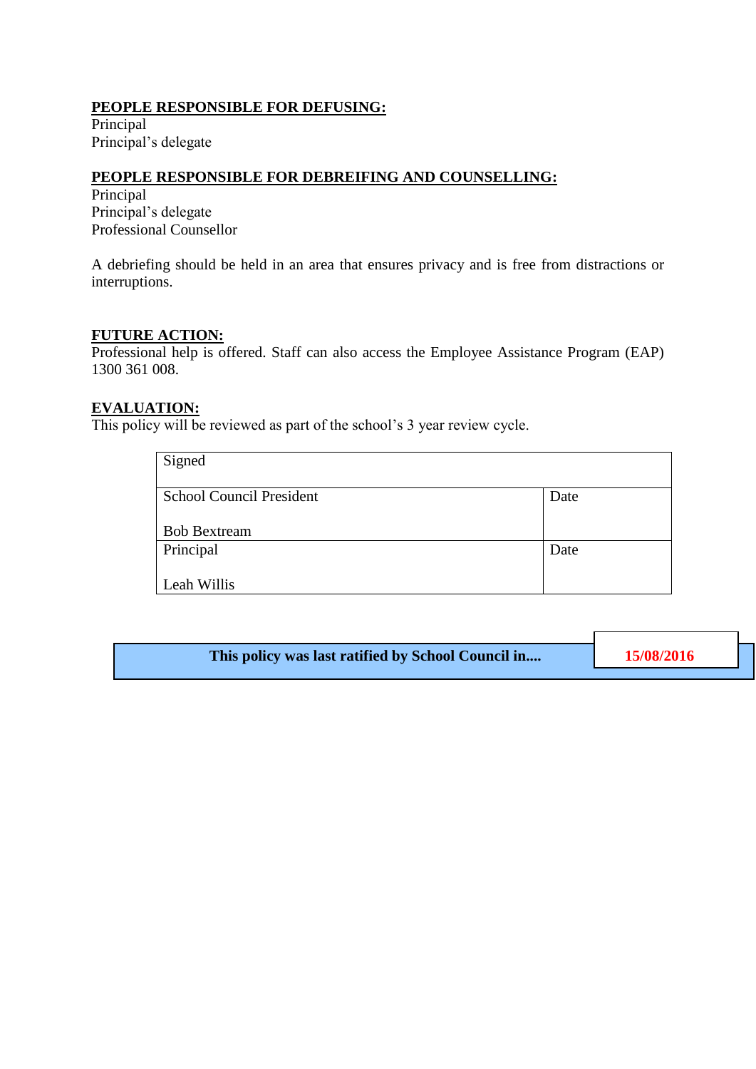**PEOPLE RESPONSIBLE FOR DEFUSING:**
Principal
Principal's delegate

**PEOPLE RESPONSIBLE FOR DEBREIFING AND COUNSELLING:**
Principal
Principal's delegate
Professional Counsellor

A debriefing should be held in an area that ensures privacy and is free from distractions or interruptions.

**FUTURE ACTION:**
Professional help is offered. Staff can also access the Employee Assistance Program (EAP) 1300 361 008.

**EVALUATION:**
This policy will be reviewed as part of the school's 3 year review cycle.

| | |
|---|---|
| Signed | |
| School Council President<br><br>Bob Bextream | Date |
| Principal<br><br>Leah Willis | Date |

| | |
|---|---|
| **This policy was last ratified by School Council in....** | **15/08/2016** |